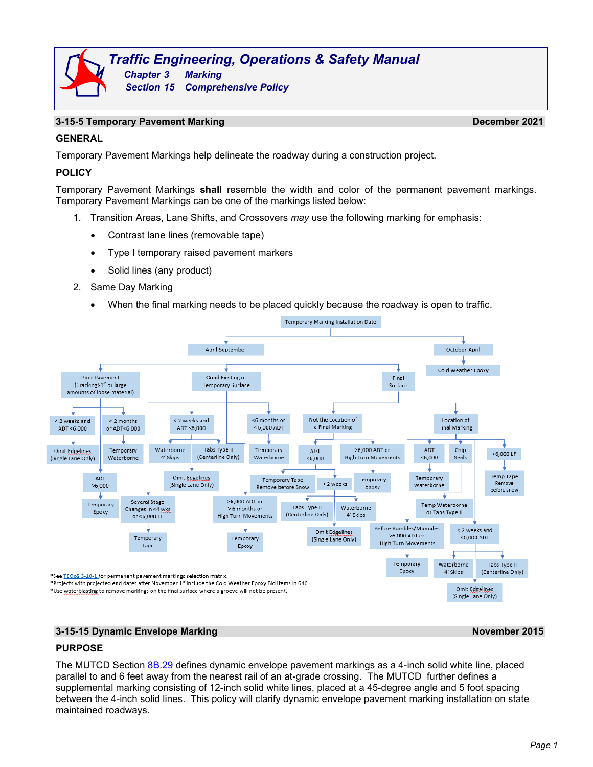# Traffic Engineering, Operations & Safety Manual

## Chapter 3 Marking

## Section 15 Comprehensive Policy

### 3-15-5 Temporary Pavement Marking — December 2021

**GENERAL**

Temporary Pavement Markings help delineate the roadway during a construction project.

**POLICY**

Temporary Pavement Markings **shall** resemble the width and color of the permanent pavement markings. Temporary Pavement Markings can be one of the markings listed below:

1. Transition Areas, Lane Shifts, and Crossovers *may* use the following marking for emphasis:
   - Contrast lane lines (removable tape)
   - Type I temporary raised pavement markers
   - Solid lines (any product)
2. Same Day Marking
   - When the final marking needs to be placed quickly because the roadway is open to traffic.

- Temporary Marking Installation Date
  - April-September
    - Poor Pavement (Cracking>1" or large amounts of loose material)
      - < 2 weeks and ADT <6,000 → Omit Edgelines (Single Lane Only)
      - < 2 months or ADT<6,000 → Temporary Waterborne
      - ADT >6,000 → Temporary Epoxy
    - Good Existing or Temporary Surface
      - Several Stage Changes in <4 wks or <6,000 LF → Temporary Tape
      - < 2 weeks and ADT <6,000 → Waterborne 4' Skips; Tabs Type II (Centerline Only); Omit Edgelines (Single Lane Only)
      - >6,000 ADT or > 6 months or High Turn Movements → Temporary Epoxy
      - <6 months or < 6,000 ADT → Temporary Waterborne
    - Final Surface
      - Not the Location of a Final Marking
        - ADT <6,000 → Temporary Tape Remove before Snow; < 2 weeks → Tabs Type II (Centerline Only); Waterborne 4' Skips; Omit Edgelines (Single Lane Only)
        - >6,000 ADT or High Turn Movements → Temporary Epoxy
      - Location of Final Marking
        - ADT <6,000 → Temporary Waterborne
        - Chip Seals → Temp Waterborne or Tabs Type II
        - Before Rumbles/Mumbles >6,000 ADT or High Turn Movements → Temporary Epoxy
        - < 2 weeks and <6,000 ADT → Waterborne 4' Skips; Tabs Type II (Centerline Only); Omit Edgelines (Single Lane Only)
        - <6,000 LF → Temp Tape Remove before snow
  - October-April
    - Cold Weather Epoxy

*See TEOpS 3-10-1 for permanent pavement markings selection matrix.
*Projects with projected end dates after November 1st include the Cold Weather Epoxy Bid Items in 646
*Use waterblasting to remove markings on the final surface where a groove will not be present.

### 3-15-15 Dynamic Envelope Marking — November 2015

**PURPOSE**

The MUTCD Section 8B.29 defines dynamic envelope pavement markings as a 4-inch solid white line, placed parallel to and 6 feet away from the nearest rail of an at-grade crossing. The MUTCD further defines a supplemental marking consisting of 12-inch solid white lines, placed at a 45-degree angle and 5 foot spacing between the 4-inch solid lines. This policy will clarify dynamic envelope pavement marking installation on state maintained roadways.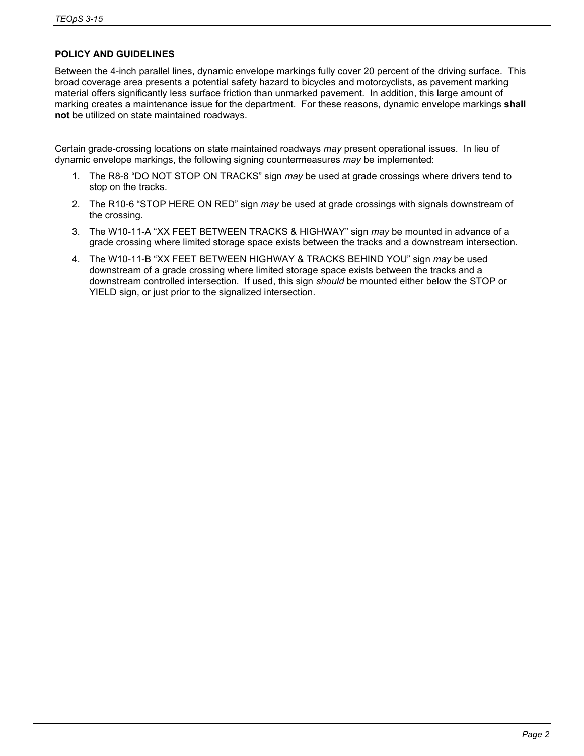## POLICY AND GUIDELINES

Between the 4-inch parallel lines, dynamic envelope markings fully cover 20 percent of the driving surface. This broad coverage area presents a potential safety hazard to bicycles and motorcyclists, as pavement marking material offers significantly less surface friction than unmarked pavement. In addition, this large amount of marking creates a maintenance issue for the department. For these reasons, dynamic envelope markings **shall not** be utilized on state maintained roadways.

Certain grade-crossing locations on state maintained roadways *may* present operational issues. In lieu of dynamic envelope markings, the following signing countermeasures *may* be implemented:

1. The R8-8 "DO NOT STOP ON TRACKS" sign *may* be used at grade crossings where drivers tend to stop on the tracks.
2. The R10-6 "STOP HERE ON RED" sign *may* be used at grade crossings with signals downstream of the crossing.
3. The W10-11-A "XX FEET BETWEEN TRACKS & HIGHWAY" sign *may* be mounted in advance of a grade crossing where limited storage space exists between the tracks and a downstream intersection.
4. The W10-11-B "XX FEET BETWEEN HIGHWAY & TRACKS BEHIND YOU" sign *may* be used downstream of a grade crossing where limited storage space exists between the tracks and a downstream controlled intersection. If used, this sign *should* be mounted either below the STOP or YIELD sign, or just prior to the signalized intersection.